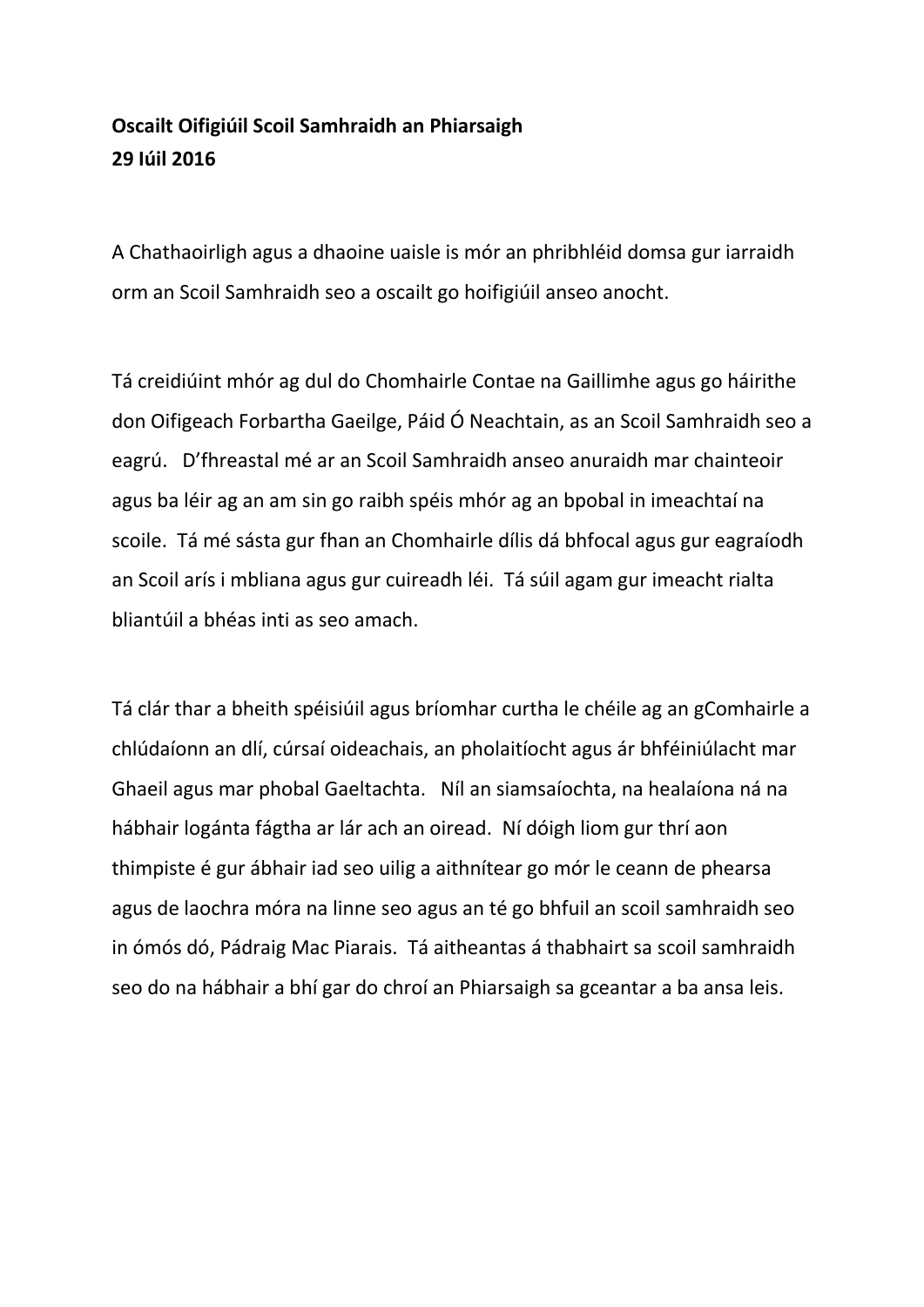**Oscailt Oifigiúil Scoil Samhraidh an Phiarsaigh**
**29 Iúil 2016**

A Chathaoirligh agus a dhaoine uaisle is mór an phribhléid domsa gur iarraidh orm an Scoil Samhraidh seo a oscailt go hoifigiúil anseo anocht.

Tá creidiúint mhór ag dul do Chomhairle Contae na Gaillimhe agus go háirithe don Oifigeach Forbartha Gaeilge, Páid Ó Neachtain, as an Scoil Samhraidh seo a eagrú. D'fhreastal mé ar an Scoil Samhraidh anseo anuraidh mar chainteoir agus ba léir ag an am sin go raibh spéis mhór ag an bpobal in imeachtaí na scoile. Tá mé sásta gur fhan an Chomhairle dílis dá bhfocal agus gur eagraíodh an Scoil arís i mbliana agus gur cuireadh léi. Tá súil agam gur imeacht rialta bliantúil a bhéas inti as seo amach.

Tá clár thar a bheith spéisiúil agus bríomhar curtha le chéile ag an gComhairle a chlúdaíonn an dlí, cúrsaí oideachais, an pholaitíocht agus ár bhféiniúlacht mar Ghaeil agus mar phobal Gaeltachta. Níl an siamsaíochta, na healaíona ná na hábhair logánta fágtha ar lár ach an oiread. Ní dóigh liom gur thrí aon thimpiste é gur ábhair iad seo uilig a aithnítear go mór le ceann de phearsa agus de laochra móra na linne seo agus an té go bhfuil an scoil samhraidh seo in ómós dó, Pádraig Mac Piarais. Tá aitheantas á thabhairt sa scoil samhraidh seo do na hábhair a bhí gar do chroí an Phiarsaigh sa gceantar a ba ansa leis.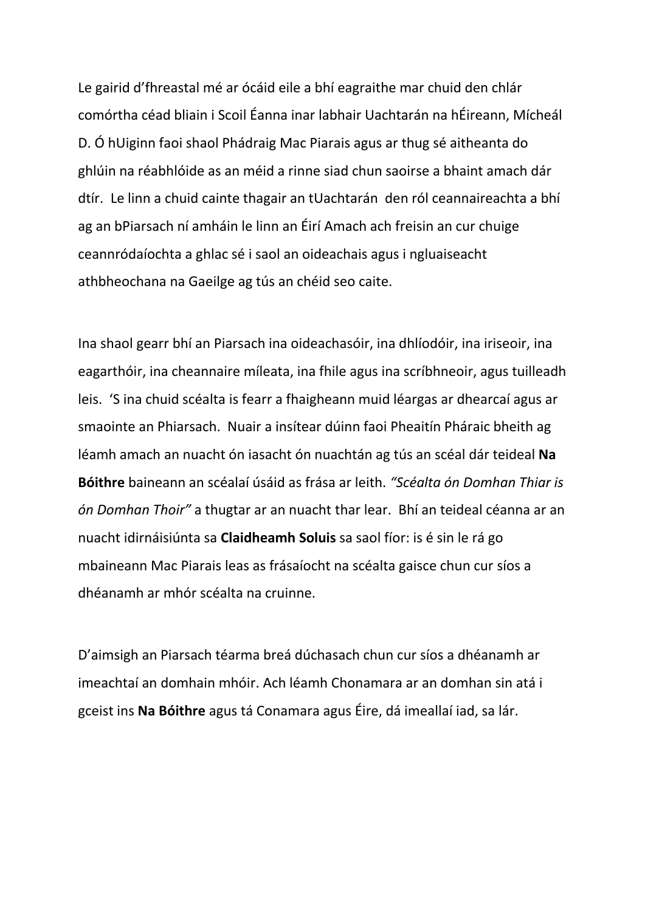Le gairid d'fhreastal mé ar ócáid eile a bhí eagraithe mar chuid den chlár comórtha céad bliain i Scoil Éanna inar labhair Uachtarán na hÉireann, Mícheál D. Ó hUiginn faoi shaol Phádraig Mac Piarais agus ar thug sé aitheanta do ghlúin na réabhlóide as an méid a rinne siad chun saoirse a bhaint amach dár dtír. Le linn a chuid cainte thagair an tUachtarán den ról ceannaireachta a bhí ag an bPiarsach ní amháin le linn an Éirí Amach ach freisin an cur chuige ceannródaíochta a ghlac sé i saol an oideachais agus i ngluaiseacht athbheochana na Gaeilge ag tús an chéid seo caite.

Ina shaol gearr bhí an Piarsach ina oideachasóir, ina dhlíodóir, ina iriseoir, ina eagarthóir, ina cheannaire míleata, ina fhile agus ina scríbhneoir, agus tuilleadh leis. 'S ina chuid scéalta is fearr a fhaigheann muid léargas ar dhearcaí agus ar smaointe an Phiarsach. Nuair a insítear dúinn faoi Pheaitín Pháraic bheith ag léamh amach an nuacht ón iasacht ón nuachtán ag tús an scéal dár teideal **Na Bóithre** baineann an scéalaí úsáid as frása ar leith. *"Scéalta ón Domhan Thiar is ón Domhan Thoir"* a thugtar ar an nuacht thar lear. Bhí an teideal céanna ar an nuacht idirnáisiúnta sa **Claidheamh Soluis** sa saol fíor: is é sin le rá go mbaineann Mac Piarais leas as frásaíocht na scéalta gaisce chun cur síos a dhéanamh ar mhór scéalta na cruinne.

D'aimsigh an Piarsach téarma breá dúchasach chun cur síos a dhéanamh ar imeachtaí an domhain mhóir. Ach léamh Chonamara ar an domhan sin atá i gceist ins **Na Bóithre** agus tá Conamara agus Éire, dá imeallaí iad, sa lár.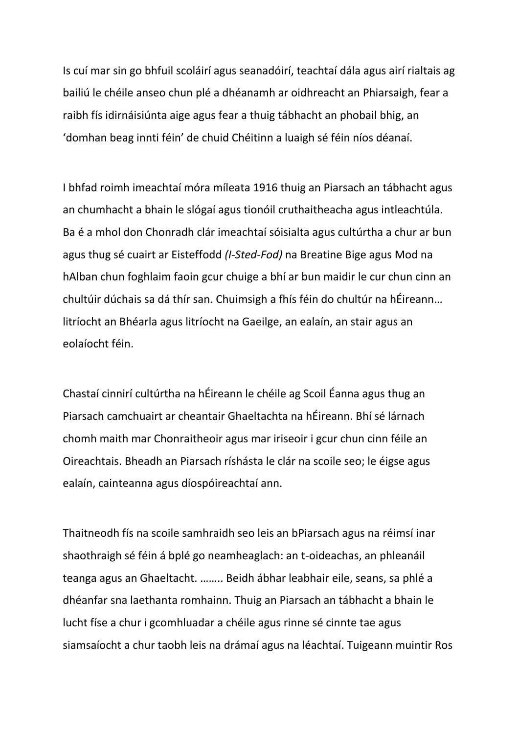Is cuí mar sin go bhfuil scoláirí agus seanadóirí, teachtaí dála agus airí rialtais ag bailiú le chéile anseo chun plé a dhéanamh ar oidhreacht an Phiarsaigh, fear a raibh fís idirnáisiúnta aige agus fear a thuig tábhacht an phobail bhig, an 'domhan beag innti féin' de chuid Chéitinn a luaigh sé féin níos déanaí.

I bhfad roimh imeachtaí móra míleata 1916 thuig an Piarsach an tábhacht agus an chumhacht a bhain le slógaí agus tionóil cruthaitheacha agus intleachtúla. Ba é a mhol don Chonradh clár imeachtaí sóisialta agus cultúrtha a chur ar bun agus thug sé cuairt ar Eisteffodd *(I-Sted-Fod)* na Breatine Bige agus Mod na hAlban chun foghlaim faoin gcur chuige a bhí ar bun maidir le cur chun cinn an chultúir dúchais sa dá thír san. Chuimsigh a fhís féin do chultúr na hÉireann… litríocht an Bhéarla agus litríocht na Gaeilge, an ealaín, an stair agus an eolaíocht féin.

Chastaí cinnirí cultúrtha na hÉireann le chéile ag Scoil Éanna agus thug an Piarsach camchuairt ar cheantair Ghaeltachta na hÉireann. Bhí sé lárnach chomh maith mar Chonraitheoir agus mar iriseoir i gcur chun cinn féile an Oireachtais. Bheadh an Piarsach ríshásta le clár na scoile seo; le éigse agus ealaín, cainteanna agus díospóireachtaí ann.

Thaitneodh fís na scoile samhraidh seo leis an bPiarsach agus na réimsí inar shaothraigh sé féin á bplé go neamheaglach: an t-oideachas, an phleanáil teanga agus an Ghaeltacht. …….. Beidh ábhar leabhair eile, seans, sa phlé a dhéanfar sna laethanta romhainn. Thuig an Piarsach an tábhacht a bhain le lucht físe a chur i gcomhluadar a chéile agus rinne sé cinnte tae agus siamsaíocht a chur taobh leis na drámaí agus na léachtaí. Tuigeann muintir Ros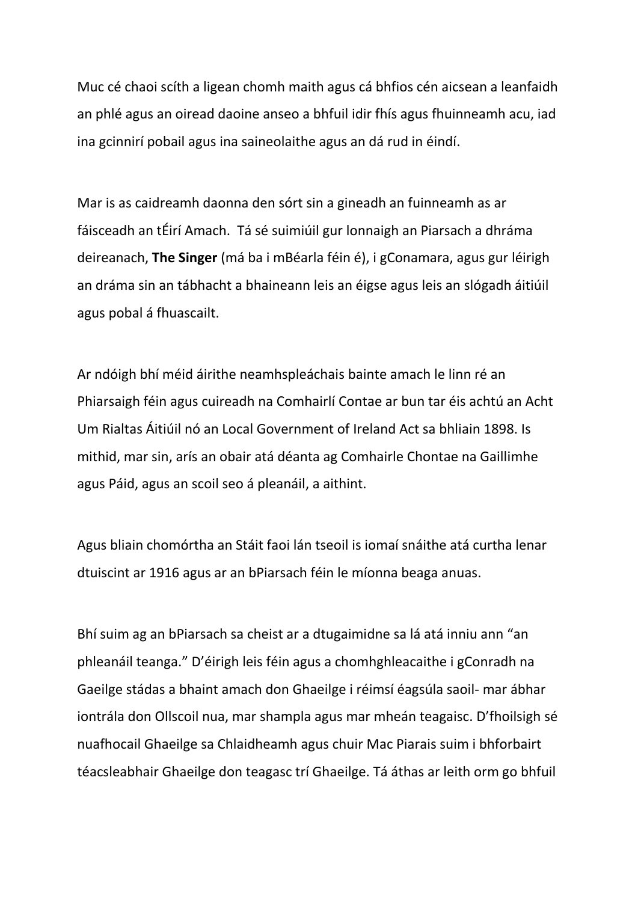Muc cé chaoi scíth a ligean chomh maith agus cá bhfios cén aicsean a leanfaidh an phlé agus an oiread daoine anseo a bhfuil idir fhís agus fhuinneamh acu, iad ina gcinnirí pobail agus ina saineolaithe agus an dá rud in éindí.

Mar is as caidreamh daonna den sórt sin a gineadh an fuinneamh as ar fáisceadh an tÉirí Amach. Tá sé suimiúil gur lonnaigh an Piarsach a dhráma deireanach, **The Singer** (má ba i mBéarla féin é), i gConamara, agus gur léirigh an dráma sin an tábhacht a bhaineann leis an éigse agus leis an slógadh áitiúil agus pobal á fhuascailt.

Ar ndóigh bhí méid áirithe neamhspleáchais bainte amach le linn ré an Phiarsaigh féin agus cuireadh na Comhairlí Contae ar bun tar éis achtú an Acht Um Rialtas Áitiúil nó an Local Government of Ireland Act sa bhliain 1898. Is mithid, mar sin, arís an obair atá déanta ag Comhairle Chontae na Gaillimhe agus Páid, agus an scoil seo á pleanáil, a aithint.

Agus bliain chomórtha an Stáit faoi lán tseoil is iomaí snáithe atá curtha lenar dtuiscint ar 1916 agus ar an bPiarsach féin le míonna beaga anuas.

Bhí suim ag an bPiarsach sa cheist ar a dtugaimidne sa lá atá inniu ann "an phleanáil teanga." D'éirigh leis féin agus a chomhghleacaithe i gConradh na Gaeilge stádas a bhaint amach don Ghaeilge i réimsí éagsúla saoil- mar ábhar iontrála don Ollscoil nua, mar shampla agus mar mheán teagaisc. D'fhoilsigh sé nuafhocail Ghaeilge sa Chlaidheamh agus chuir Mac Piarais suim i bhforbairt téacsleabhair Ghaeilge don teagasc trí Ghaeilge. Tá áthas ar leith orm go bhfuil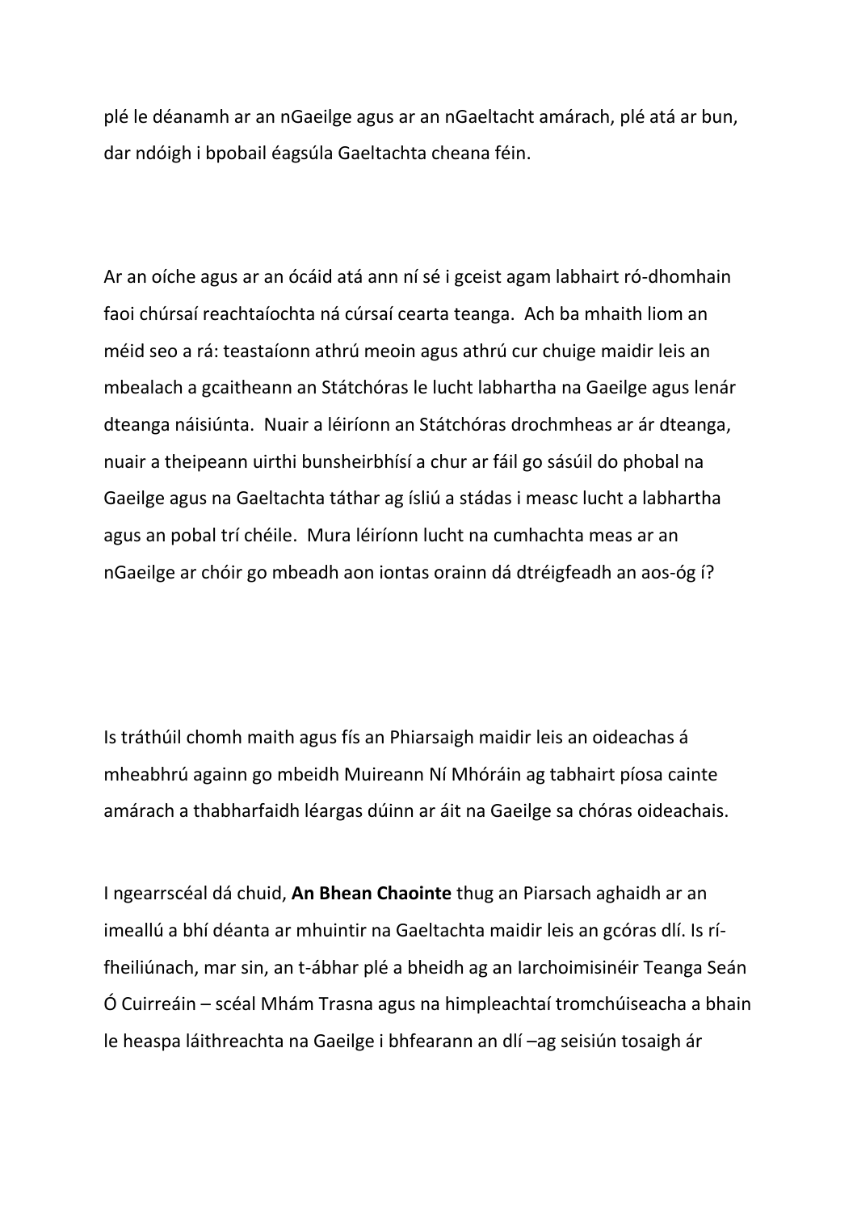plé le déanamh ar an nGaeilge agus ar an nGaeltacht amárach, plé atá ar bun, dar ndóigh i bpobail éagsúla Gaeltachta cheana féin.

Ar an oíche agus ar an ócáid atá ann ní sé i gceist agam labhairt ró-dhomhain faoi chúrsaí reachtaíochta ná cúrsaí cearta teanga. Ach ba mhaith liom an méid seo a rá: teastaíonn athrú meoin agus athrú cur chuige maidir leis an mbealach a gcaitheann an Státchóras le lucht labhartha na Gaeilge agus lenár dteanga náisiúnta. Nuair a léiríonn an Státchóras drochmheas ar ár dteanga, nuair a theipeann uirthi bunsheirbhísí a chur ar fáil go sásúil do phobal na Gaeilge agus na Gaeltachta táthar ag ísliú a stádas i measc lucht a labhartha agus an pobal trí chéile. Mura léiríonn lucht na cumhachta meas ar an nGaeilge ar chóir go mbeadh aon iontas orainn dá dtréigfeadh an aos-óg í?

Is tráthúil chomh maith agus fís an Phiarsaigh maidir leis an oideachas á mheabhrú againn go mbeidh Muireann Ní Mhóráin ag tabhairt píosa cainte amárach a thabharfaidh léargas dúinn ar áit na Gaeilge sa chóras oideachais.

I ngearrscéal dá chuid, **An Bhean Chaointe** thug an Piarsach aghaidh ar an imeallú a bhí déanta ar mhuintir na Gaeltachta maidir leis an gcóras dlí. Is rí-fheiliúnach, mar sin, an t-ábhar plé a bheidh ag an Iarchoimisinéir Teanga Seán Ó Cuirreáin – scéal Mhám Trasna agus na himpleachtaí tromchúiseacha a bhain le heaspa láithreachta na Gaeilge i bhfearann an dlí –ag seisiún tosaigh ár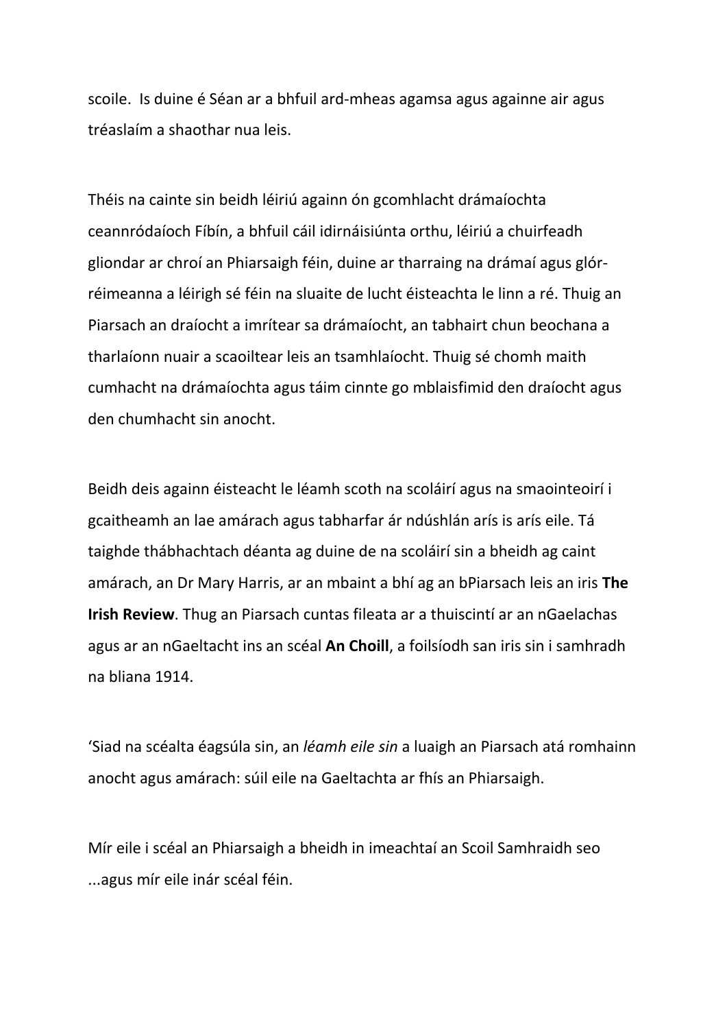scoile. Is duine é Séan ar a bhfuil ard-mheas agamsa agus againne air agus tréaslaím a shaothar nua leis.

Théis na cainte sin beidh léiriú againn ón gcomhlacht drámaíochta ceannródaíoch Fíbín, a bhfuil cáil idirnáisiúnta orthu, léiriú a chuirfeadh gliondar ar chroí an Phiarsaigh féin, duine ar tharraing na drámaí agus glór-réimeanna a léirigh sé féin na sluaite de lucht éisteachta le linn a ré. Thuig an Piarsach an draíocht a imrítear sa drámaíocht, an tabhairt chun beochana a tharlaíonn nuair a scaoiltear leis an tsamhlaíocht. Thuig sé chomh maith cumhacht na drámaíochta agus táim cinnte go mblaisfimid den draíocht agus den chumhacht sin anocht.

Beidh deis againn éisteacht le léamh scoth na scoláirí agus na smaointeoirí i gcaitheamh an lae amárach agus tabharfar ár ndúshlán arís is arís eile. Tá taighde thábhachtach déanta ag duine de na scoláirí sin a bheidh ag caint amárach, an Dr Mary Harris, ar an mbaint a bhí ag an bPiarsach leis an iris **The Irish Review**. Thug an Piarsach cuntas fileata ar a thuiscintí ar an nGaelachas agus ar an nGaeltacht ins an scéal **An Choill**, a foilsíodh san iris sin i samhradh na bliana 1914.

'Siad na scéalta éagsúla sin, an *léamh eile sin* a luaigh an Piarsach atá romhainn anocht agus amárach: súil eile na Gaeltachta ar fhís an Phiarsaigh.

Mír eile i scéal an Phiarsaigh a bheidh in imeachtaí an Scoil Samhraidh seo ...agus mír eile inár scéal féin.